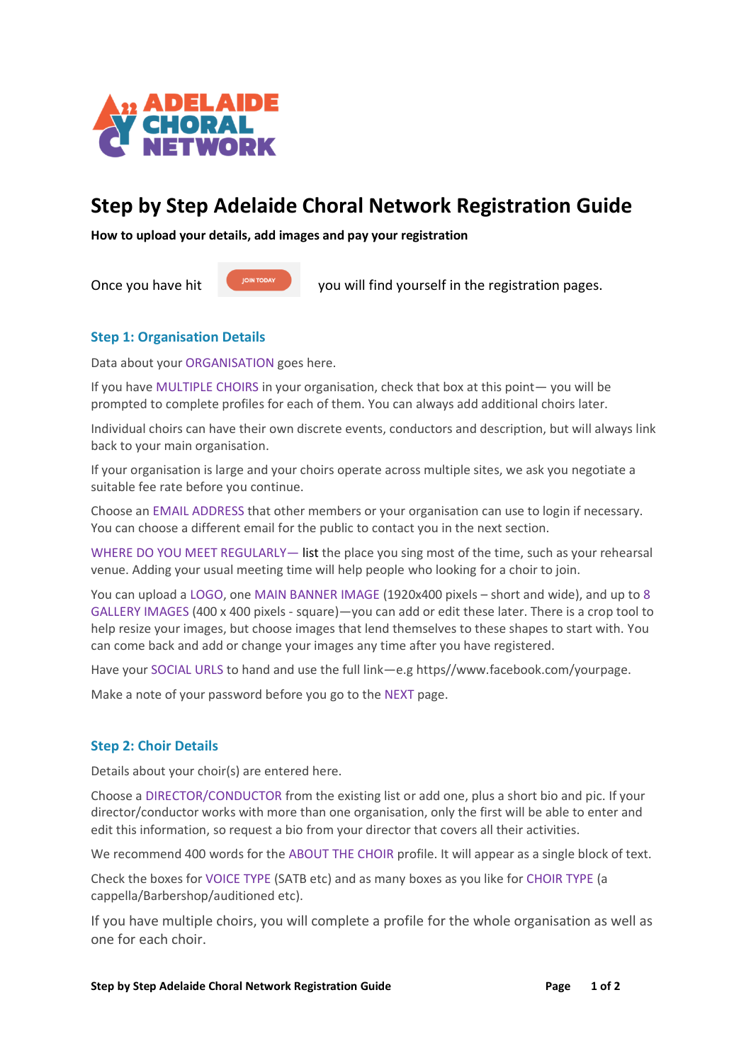# Step by Step Adelaide Choral Network Registration Guide

**How to upload your details, add images and pay your registration**

Once you have hit JOIN TODAY you will find yourself in the registration pages.

## Step 1: Organisation Details

Data about your ORGANISATION goes here.

If you have MULTIPLE CHOIRS in your organisation, check that box at this point— you will be prompted to complete profiles for each of them. You can always add additional choirs later.

Individual choirs can have their own discrete events, conductors and description, but will always link back to your main organisation.

If your organisation is large and your choirs operate across multiple sites, we ask you negotiate a suitable fee rate before you continue.

Choose an EMAIL ADDRESS that other members or your organisation can use to login if necessary. You can choose a different email for the public to contact you in the next section.

WHERE DO YOU MEET REGULARLY— list the place you sing most of the time, such as your rehearsal venue. Adding your usual meeting time will help people who looking for a choir to join.

You can upload a LOGO, one MAIN BANNER IMAGE (1920x400 pixels – short and wide), and up to 8 GALLERY IMAGES (400 x 400 pixels - square)—you can add or edit these later. There is a crop tool to help resize your images, but choose images that lend themselves to these shapes to start with. You can come back and add or change your images any time after you have registered.

Have your SOCIAL URLS to hand and use the full link—e.g https//www.facebook.com/yourpage.

Make a note of your password before you go to the NEXT page.

## Step 2: Choir Details

Details about your choir(s) are entered here.

Choose a DIRECTOR/CONDUCTOR from the existing list or add one, plus a short bio and pic. If your director/conductor works with more than one organisation, only the first will be able to enter and edit this information, so request a bio from your director that covers all their activities.

We recommend 400 words for the ABOUT THE CHOIR profile. It will appear as a single block of text.

Check the boxes for VOICE TYPE (SATB etc) and as many boxes as you like for CHOIR TYPE (a cappella/Barbershop/auditioned etc).

If you have multiple choirs, you will complete a profile for the whole organisation as well as one for each choir.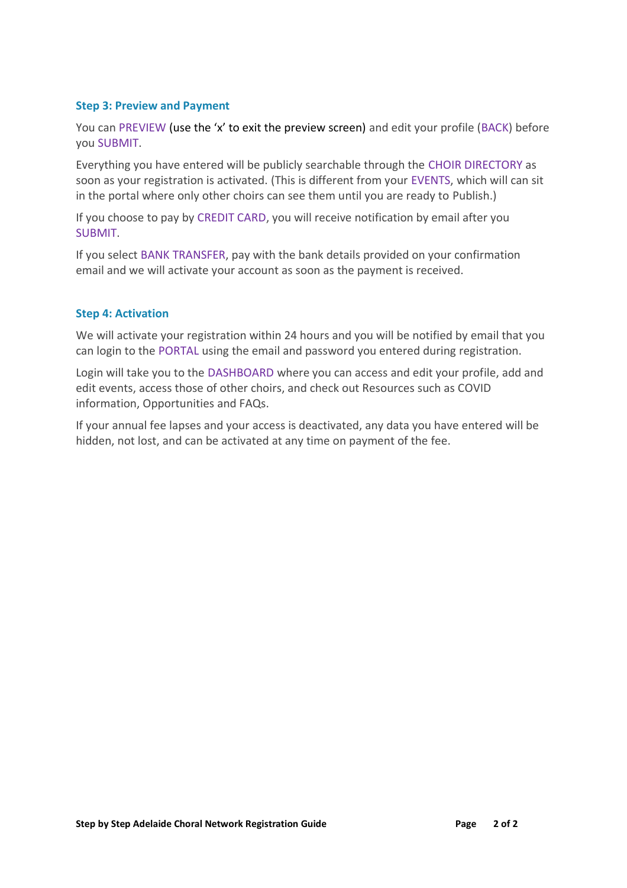### Step 3: Preview and Payment

You can PREVIEW (use the 'x' to exit the preview screen) and edit your profile (BACK) before you SUBMIT.

Everything you have entered will be publicly searchable through the CHOIR DIRECTORY as soon as your registration is activated. (This is different from your EVENTS, which will can sit in the portal where only other choirs can see them until you are ready to Publish.)

If you choose to pay by CREDIT CARD, you will receive notification by email after you SUBMIT.

If you select BANK TRANSFER, pay with the bank details provided on your confirmation email and we will activate your account as soon as the payment is received.

### Step 4: Activation

We will activate your registration within 24 hours and you will be notified by email that you can login to the PORTAL using the email and password you entered during registration.

Login will take you to the DASHBOARD where you can access and edit your profile, add and edit events, access those of other choirs, and check out Resources such as COVID information, Opportunities and FAQs.

If your annual fee lapses and your access is deactivated, any data you have entered will be hidden, not lost, and can be activated at any time on payment of the fee.